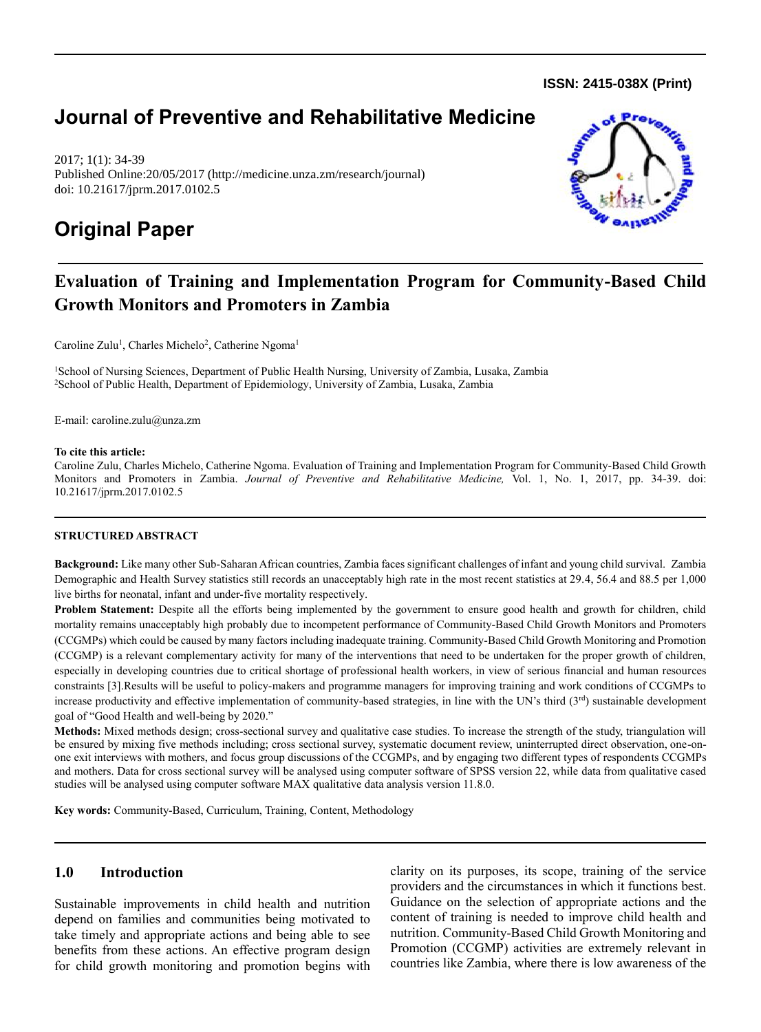**ISSN: 2415-038X (Print)**

# Journal of Preventive and Rehabilitative Medicine

2017; 1(1): 34-39
Published Online:20/05/2017 (http://medicine.unza.zm/research/journal)
doi: 10.21617/jprm.2017.0102.5

# Original Paper

## Evaluation of Training and Implementation Program for Community-Based Child Growth Monitors and Promoters in Zambia

Caroline Zulu[1], Charles Michelo[2], Catherine Ngoma[1]

[1]School of Nursing Sciences, Department of Public Health Nursing, University of Zambia, Lusaka, Zambia
[2]School of Public Health, Department of Epidemiology, University of Zambia, Lusaka, Zambia

E-mail: caroline.zulu@unza.zm

**To cite this article:**
Caroline Zulu, Charles Michelo, Catherine Ngoma. Evaluation of Training and Implementation Program for Community-Based Child Growth Monitors and Promoters in Zambia. *Journal of Preventive and Rehabilitative Medicine,* Vol. 1, No. 1, 2017, pp. 34-39. doi: 10.21617/jprm.2017.0102.5

**STRUCTURED ABSTRACT**

**Background:** Like many other Sub-Saharan African countries, Zambia faces significant challenges of infant and young child survival. Zambia Demographic and Health Survey statistics still records an unacceptably high rate in the most recent statistics at 29.4, 56.4 and 88.5 per 1,000 live births for neonatal, infant and under-five mortality respectively.

**Problem Statement:** Despite all the efforts being implemented by the government to ensure good health and growth for children, child mortality remains unacceptably high probably due to incompetent performance of Community-Based Child Growth Monitors and Promoters (CCGMPs) which could be caused by many factors including inadequate training. Community-Based Child Growth Monitoring and Promotion (CCGMP) is a relevant complementary activity for many of the interventions that need to be undertaken for the proper growth of children, especially in developing countries due to critical shortage of professional health workers, in view of serious financial and human resources constraints [3].Results will be useful to policy-makers and programme managers for improving training and work conditions of CCGMPs to increase productivity and effective implementation of community-based strategies, in line with the UN's third (3rd) sustainable development goal of "Good Health and well-being by 2020."

**Methods:** Mixed methods design; cross-sectional survey and qualitative case studies. To increase the strength of the study, triangulation will be ensured by mixing five methods including; cross sectional survey, systematic document review, uninterrupted direct observation, one-on-one exit interviews with mothers, and focus group discussions of the CCGMPs, and by engaging two different types of respondents CCGMPs and mothers. Data for cross sectional survey will be analysed using computer software of SPSS version 22, while data from qualitative cased studies will be analysed using computer software MAX qualitative data analysis version 11.8.0.

**Key words:** Community-Based, Curriculum, Training, Content, Methodology

## 1.0 Introduction

Sustainable improvements in child health and nutrition depend on families and communities being motivated to take timely and appropriate actions and being able to see benefits from these actions. An effective program design for child growth monitoring and promotion begins with clarity on its purposes, its scope, training of the service providers and the circumstances in which it functions best. Guidance on the selection of appropriate actions and the content of training is needed to improve child health and nutrition. Community-Based Child Growth Monitoring and Promotion (CCGMP) activities are extremely relevant in countries like Zambia, where there is low awareness of the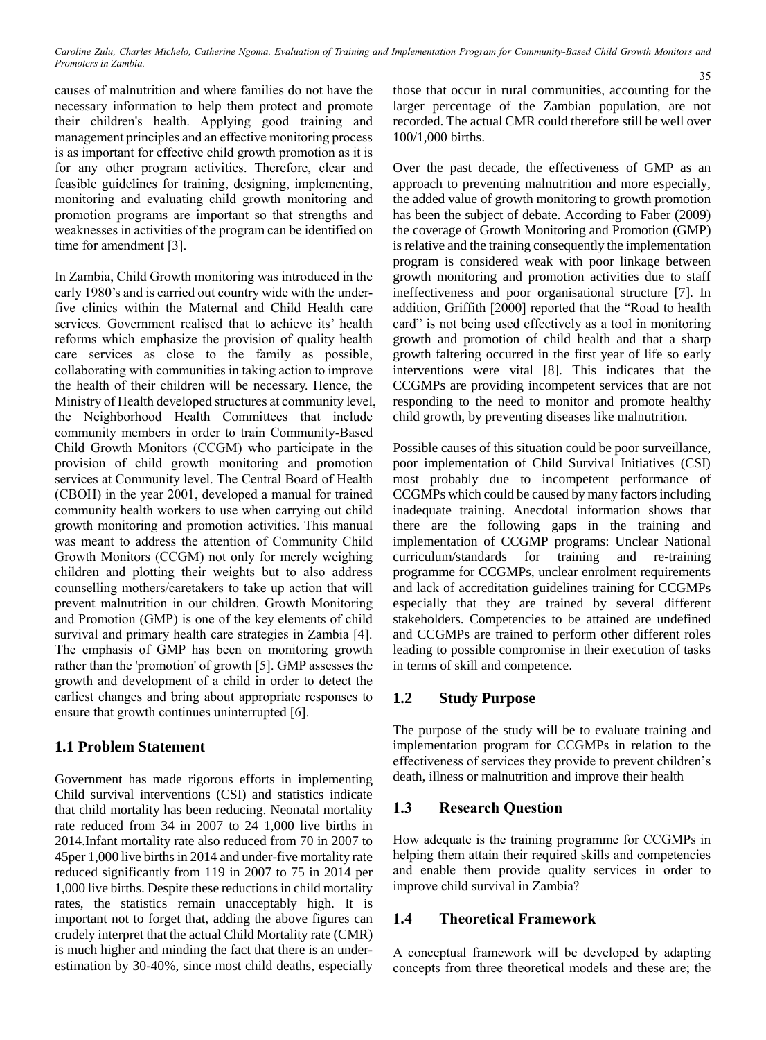causes of malnutrition and where families do not have the necessary information to help them protect and promote their children's health. Applying good training and management principles and an effective monitoring process is as important for effective child growth promotion as it is for any other program activities. Therefore, clear and feasible guidelines for training, designing, implementing, monitoring and evaluating child growth monitoring and promotion programs are important so that strengths and weaknesses in activities of the program can be identified on time for amendment [3].

In Zambia, Child Growth monitoring was introduced in the early 1980's and is carried out country wide with the under-five clinics within the Maternal and Child Health care services. Government realised that to achieve its' health reforms which emphasize the provision of quality health care services as close to the family as possible, collaborating with communities in taking action to improve the health of their children will be necessary. Hence, the Ministry of Health developed structures at community level, the Neighborhood Health Committees that include community members in order to train Community-Based Child Growth Monitors (CCGM) who participate in the provision of child growth monitoring and promotion services at Community level. The Central Board of Health (CBOH) in the year 2001, developed a manual for trained community health workers to use when carrying out child growth monitoring and promotion activities. This manual was meant to address the attention of Community Child Growth Monitors (CCGM) not only for merely weighing children and plotting their weights but to also address counselling mothers/caretakers to take up action that will prevent malnutrition in our children. Growth Monitoring and Promotion (GMP) is one of the key elements of child survival and primary health care strategies in Zambia [4]. The emphasis of GMP has been on monitoring growth rather than the 'promotion' of growth [5]. GMP assesses the growth and development of a child in order to detect the earliest changes and bring about appropriate responses to ensure that growth continues uninterrupted [6].

## 1.1 Problem Statement

Government has made rigorous efforts in implementing Child survival interventions (CSI) and statistics indicate that child mortality has been reducing. Neonatal mortality rate reduced from 34 in 2007 to 24 1,000 live births in 2014.Infant mortality rate also reduced from 70 in 2007 to 45per 1,000 live births in 2014 and under-five mortality rate reduced significantly from 119 in 2007 to 75 in 2014 per 1,000 live births. Despite these reductions in child mortality rates, the statistics remain unacceptably high. It is important not to forget that, adding the above figures can crudely interpret that the actual Child Mortality rate (CMR) is much higher and minding the fact that there is an under-estimation by 30-40%, since most child deaths, especially those that occur in rural communities, accounting for the larger percentage of the Zambian population, are not recorded. The actual CMR could therefore still be well over 100/1,000 births.

Over the past decade, the effectiveness of GMP as an approach to preventing malnutrition and more especially, the added value of growth monitoring to growth promotion has been the subject of debate. According to Faber (2009) the coverage of Growth Monitoring and Promotion (GMP) is relative and the training consequently the implementation program is considered weak with poor linkage between growth monitoring and promotion activities due to staff ineffectiveness and poor organisational structure [7]. In addition, Griffith [2000] reported that the "Road to health card" is not being used effectively as a tool in monitoring growth and promotion of child health and that a sharp growth faltering occurred in the first year of life so early interventions were vital [8]. This indicates that the CCGMPs are providing incompetent services that are not responding to the need to monitor and promote healthy child growth, by preventing diseases like malnutrition.

Possible causes of this situation could be poor surveillance, poor implementation of Child Survival Initiatives (CSI) most probably due to incompetent performance of CCGMPs which could be caused by many factors including inadequate training. Anecdotal information shows that there are the following gaps in the training and implementation of CCGMP programs: Unclear National curriculum/standards for training and re-training programme for CCGMPs, unclear enrolment requirements and lack of accreditation guidelines training for CCGMPs especially that they are trained by several different stakeholders. Competencies to be attained are undefined and CCGMPs are trained to perform other different roles leading to possible compromise in their execution of tasks in terms of skill and competence.

## 1.2 Study Purpose

The purpose of the study will be to evaluate training and implementation program for CCGMPs in relation to the effectiveness of services they provide to prevent children's death, illness or malnutrition and improve their health

## 1.3 Research Question

How adequate is the training programme for CCGMPs in helping them attain their required skills and competencies and enable them provide quality services in order to improve child survival in Zambia?

## 1.4 Theoretical Framework

A conceptual framework will be developed by adapting concepts from three theoretical models and these are; the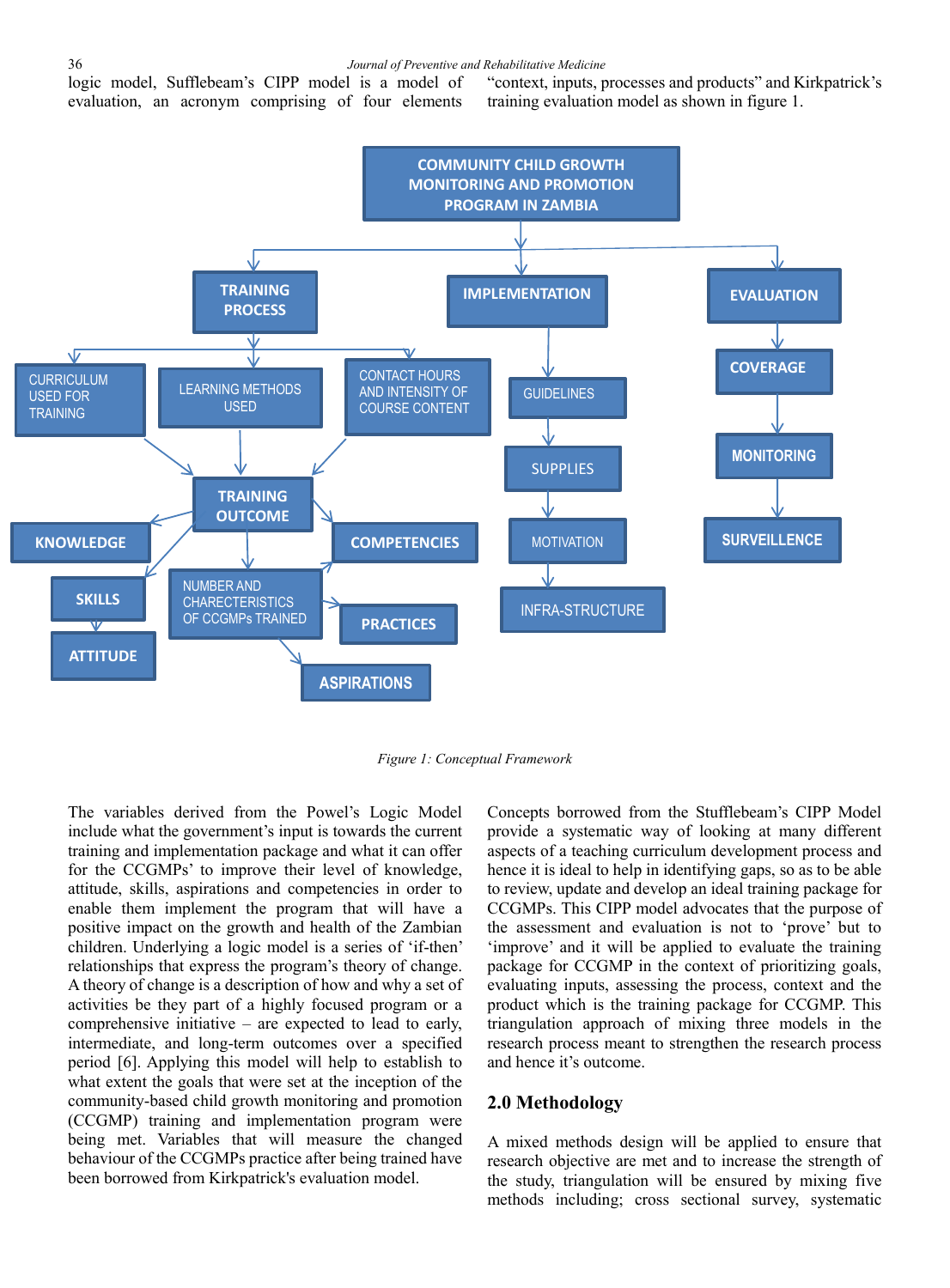logic model, Sufflebeam's CIPP model is a model of evaluation, an acronym comprising of four elements "context, inputs, processes and products" and Kirkpatrick's training evaluation model as shown in figure 1.

*Figure 1: Conceptual Framework*

The variables derived from the Powel's Logic Model include what the government's input is towards the current training and implementation package and what it can offer for the CCGMPs' to improve their level of knowledge, attitude, skills, aspirations and competencies in order to enable them implement the program that will have a positive impact on the growth and health of the Zambian children. Underlying a logic model is a series of 'if-then' relationships that express the program's theory of change. A theory of change is a description of how and why a set of activities be they part of a highly focused program or a comprehensive initiative – are expected to lead to early, intermediate, and long-term outcomes over a specified period [6]. Applying this model will help to establish to what extent the goals that were set at the inception of the community-based child growth monitoring and promotion (CCGMP) training and implementation program were being met. Variables that will measure the changed behaviour of the CCGMPs practice after being trained have been borrowed from Kirkpatrick's evaluation model.

Concepts borrowed from the Stufflebeam's CIPP Model provide a systematic way of looking at many different aspects of a teaching curriculum development process and hence it is ideal to help in identifying gaps, so as to be able to review, update and develop an ideal training package for CCGMPs. This CIPP model advocates that the purpose of the assessment and evaluation is not to 'prove' but to 'improve' and it will be applied to evaluate the training package for CCGMP in the context of prioritizing goals, evaluating inputs, assessing the process, context and the product which is the training package for CCGMP. This triangulation approach of mixing three models in the research process meant to strengthen the research process and hence it's outcome.

## 2.0 Methodology

A mixed methods design will be applied to ensure that research objective are met and to increase the strength of the study, triangulation will be ensured by mixing five methods including; cross sectional survey, systematic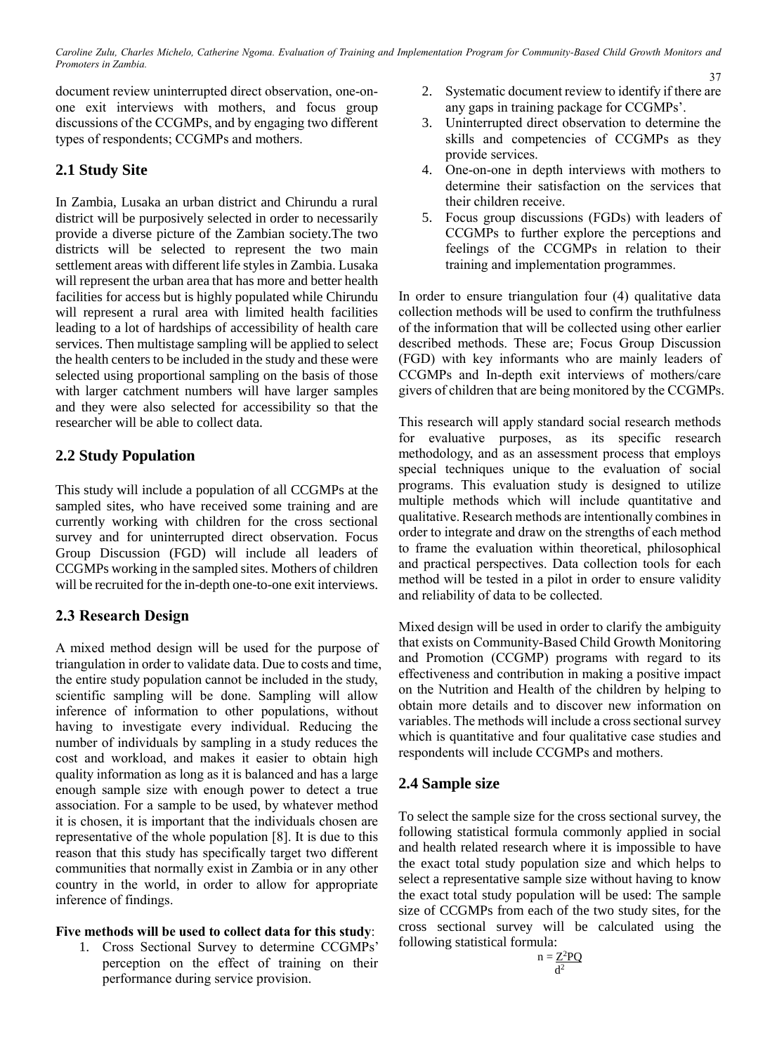document review uninterrupted direct observation, one-on-one exit interviews with mothers, and focus group discussions of the CCGMPs, and by engaging two different types of respondents; CCGMPs and mothers.

## 2.1 Study Site

In Zambia, Lusaka an urban district and Chirundu a rural district will be purposively selected in order to necessarily provide a diverse picture of the Zambian society.The two districts will be selected to represent the two main settlement areas with different life styles in Zambia. Lusaka will represent the urban area that has more and better health facilities for access but is highly populated while Chirundu will represent a rural area with limited health facilities leading to a lot of hardships of accessibility of health care services. Then multistage sampling will be applied to select the health centers to be included in the study and these were selected using proportional sampling on the basis of those with larger catchment numbers will have larger samples and they were also selected for accessibility so that the researcher will be able to collect data.

## 2.2 Study Population

This study will include a population of all CCGMPs at the sampled sites, who have received some training and are currently working with children for the cross sectional survey and for uninterrupted direct observation. Focus Group Discussion (FGD) will include all leaders of CCGMPs working in the sampled sites. Mothers of children will be recruited for the in-depth one-to-one exit interviews.

## 2.3 Research Design

A mixed method design will be used for the purpose of triangulation in order to validate data. Due to costs and time, the entire study population cannot be included in the study, scientific sampling will be done. Sampling will allow inference of information to other populations, without having to investigate every individual. Reducing the number of individuals by sampling in a study reduces the cost and workload, and makes it easier to obtain high quality information as long as it is balanced and has a large enough sample size with enough power to detect a true association. For a sample to be used, by whatever method it is chosen, it is important that the individuals chosen are representative of the whole population [8]. It is due to this reason that this study has specifically target two different communities that normally exist in Zambia or in any other country in the world, in order to allow for appropriate inference of findings.

**Five methods will be used to collect data for this study**:

1. Cross Sectional Survey to determine CCGMPs' perception on the effect of training on their performance during service provision.
2. Systematic document review to identify if there are any gaps in training package for CCGMPs'.
3. Uninterrupted direct observation to determine the skills and competencies of CCGMPs as they provide services.
4. One-on-one in depth interviews with mothers to determine their satisfaction on the services that their children receive.
5. Focus group discussions (FGDs) with leaders of CCGMPs to further explore the perceptions and feelings of the CCGMPs in relation to their training and implementation programmes.

In order to ensure triangulation four (4) qualitative data collection methods will be used to confirm the truthfulness of the information that will be collected using other earlier described methods. These are; Focus Group Discussion (FGD) with key informants who are mainly leaders of CCGMPs and In-depth exit interviews of mothers/care givers of children that are being monitored by the CCGMPs.

This research will apply standard social research methods for evaluative purposes, as its specific research methodology, and as an assessment process that employs special techniques unique to the evaluation of social programs. This evaluation study is designed to utilize multiple methods which will include quantitative and qualitative. Research methods are intentionally combines in order to integrate and draw on the strengths of each method to frame the evaluation within theoretical, philosophical and practical perspectives. Data collection tools for each method will be tested in a pilot in order to ensure validity and reliability of data to be collected.

Mixed design will be used in order to clarify the ambiguity that exists on Community-Based Child Growth Monitoring and Promotion (CCGMP) programs with regard to its effectiveness and contribution in making a positive impact on the Nutrition and Health of the children by helping to obtain more details and to discover new information on variables. The methods will include a cross sectional survey which is quantitative and four qualitative case studies and respondents will include CCGMPs and mothers.

## 2.4 Sample size

To select the sample size for the cross sectional survey, the following statistical formula commonly applied in social and health related research where it is impossible to have the exact total study population size and which helps to select a representative sample size without having to know the exact total study population will be used: The sample size of CCGMPs from each of the two study sites, for the cross sectional survey will be calculated using the following statistical formula:

$$n = \frac{Z^2PQ}{d^2}$$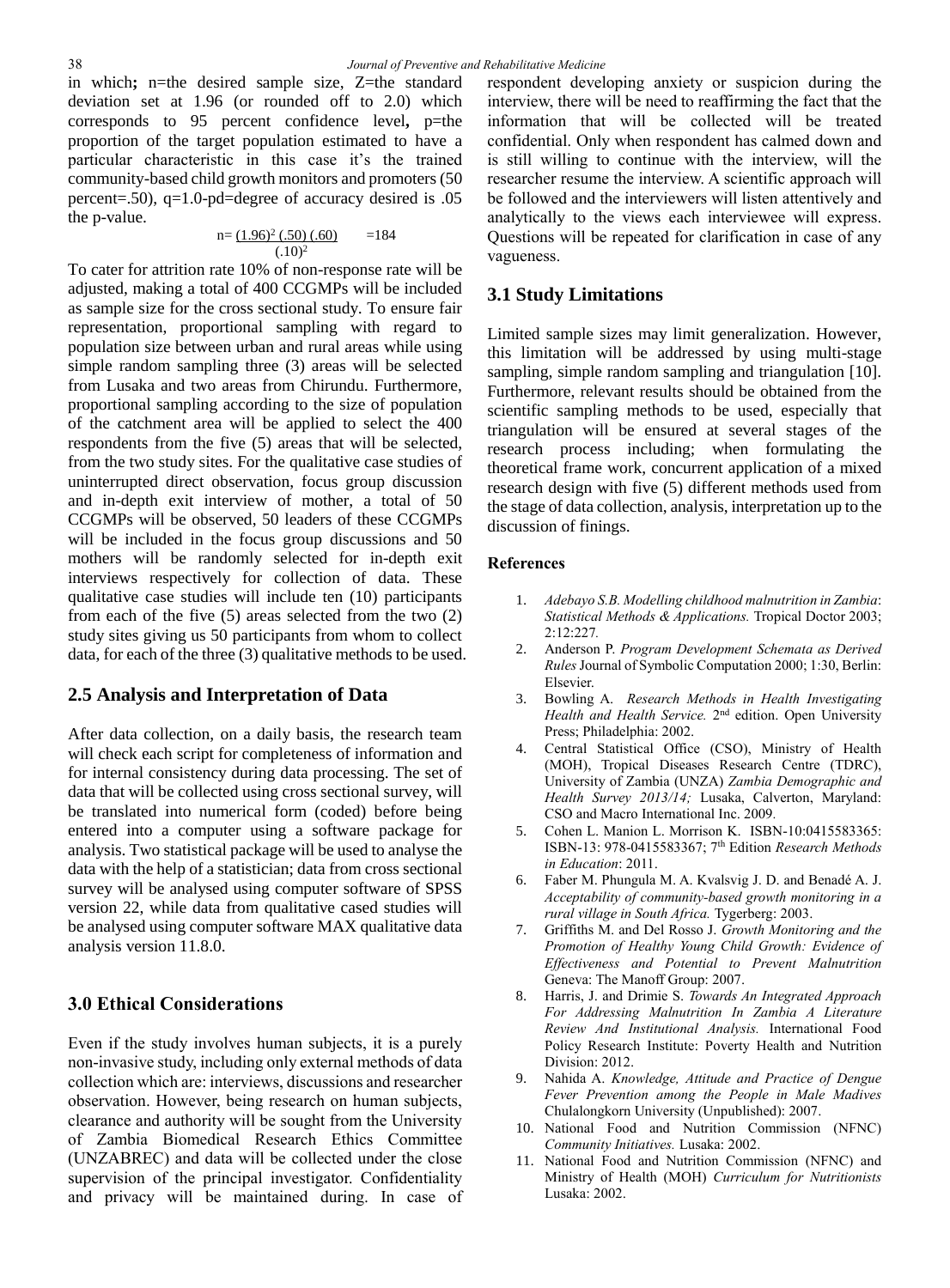in which**;** n=the desired sample size, Z=the standard deviation set at 1.96 (or rounded off to 2.0) which corresponds to 95 percent confidence level**,** p=the proportion of the target population estimated to have a particular characteristic in this case it's the trained community-based child growth monitors and promoters (50 percent=.50), q=1.0-pd=degree of accuracy desired is .05 the p-value.

$$n = \frac{(1.96)^2 (.50)(.60)}{(.10)^2} = 184$$

To cater for attrition rate 10% of non-response rate will be adjusted, making a total of 400 CCGMPs will be included as sample size for the cross sectional study. To ensure fair representation, proportional sampling with regard to population size between urban and rural areas while using simple random sampling three (3) areas will be selected from Lusaka and two areas from Chirundu. Furthermore, proportional sampling according to the size of population of the catchment area will be applied to select the 400 respondents from the five (5) areas that will be selected, from the two study sites. For the qualitative case studies of uninterrupted direct observation, focus group discussion and in-depth exit interview of mother, a total of 50 CCGMPs will be observed, 50 leaders of these CCGMPs will be included in the focus group discussions and 50 mothers will be randomly selected for in-depth exit interviews respectively for collection of data. These qualitative case studies will include ten (10) participants from each of the five (5) areas selected from the two (2) study sites giving us 50 participants from whom to collect data, for each of the three (3) qualitative methods to be used.

## 2.5 Analysis and Interpretation of Data

After data collection, on a daily basis, the research team will check each script for completeness of information and for internal consistency during data processing. The set of data that will be collected using cross sectional survey, will be translated into numerical form (coded) before being entered into a computer using a software package for analysis. Two statistical package will be used to analyse the data with the help of a statistician; data from cross sectional survey will be analysed using computer software of SPSS version 22, while data from qualitative cased studies will be analysed using computer software MAX qualitative data analysis version 11.8.0.

## 3.0 Ethical Considerations

Even if the study involves human subjects, it is a purely non-invasive study, including only external methods of data collection which are: interviews, discussions and researcher observation. However, being research on human subjects, clearance and authority will be sought from the University of Zambia Biomedical Research Ethics Committee (UNZABREC) and data will be collected under the close supervision of the principal investigator. Confidentiality and privacy will be maintained during. In case of respondent developing anxiety or suspicion during the interview, there will be need to reaffirming the fact that the information that will be collected will be treated confidential. Only when respondent has calmed down and is still willing to continue with the interview, will the researcher resume the interview. A scientific approach will be followed and the interviewers will listen attentively and analytically to the views each interviewee will express. Questions will be repeated for clarification in case of any vagueness.

## 3.1 Study Limitations

Limited sample sizes may limit generalization. However, this limitation will be addressed by using multi-stage sampling, simple random sampling and triangulation [10]. Furthermore, relevant results should be obtained from the scientific sampling methods to be used, especially that triangulation will be ensured at several stages of the research process including; when formulating the theoretical frame work, concurrent application of a mixed research design with five (5) different methods used from the stage of data collection, analysis, interpretation up to the discussion of finings.

### References

1. *Adebayo S.B. Modelling childhood malnutrition in Zambia*: *Statistical Methods & Applications.* Tropical Doctor 2003; 2:12:227.
2. Anderson P. *Program Development Schemata as Derived Rules* Journal of Symbolic Computation 2000; 1:30, Berlin: Elsevier.
3. Bowling A. *Research Methods in Health Investigating Health and Health Service.* 2nd edition. Open University Press; Philadelphia: 2002.
4. Central Statistical Office (CSO), Ministry of Health (MOH), Tropical Diseases Research Centre (TDRC), University of Zambia (UNZA) *Zambia Demographic and Health Survey 2013/14;* Lusaka, Calverton, Maryland: CSO and Macro International Inc. 2009.
5. Cohen L. Manion L. Morrison K. ISBN-10:0415583365: ISBN-13: 978-0415583367; 7th Edition *Research Methods in Education*: 2011.
6. Faber M. Phungula M. A. Kvalsvig J. D. and Benadé A. J. *Acceptability of community-based growth monitoring in a rural village in South Africa.* Tygerberg: 2003.
7. Griffiths M. and Del Rosso J. *Growth Monitoring and the Promotion of Healthy Young Child Growth: Evidence of Effectiveness and Potential to Prevent Malnutrition* Geneva: The Manoff Group: 2007.
8. Harris, J. and Drimie S. *Towards An Integrated Approach For Addressing Malnutrition In Zambia A Literature Review And Institutional Analysis.* International Food Policy Research Institute: Poverty Health and Nutrition Division: 2012.
9. Nahida A. *Knowledge, Attitude and Practice of Dengue Fever Prevention among the People in Male Madives* Chulalongkorn University (Unpublished): 2007.
10. National Food and Nutrition Commission (NFNC) *Community Initiatives.* Lusaka: 2002.
11. National Food and Nutrition Commission (NFNC) and Ministry of Health (MOH) *Curriculum for Nutritionists* Lusaka: 2002.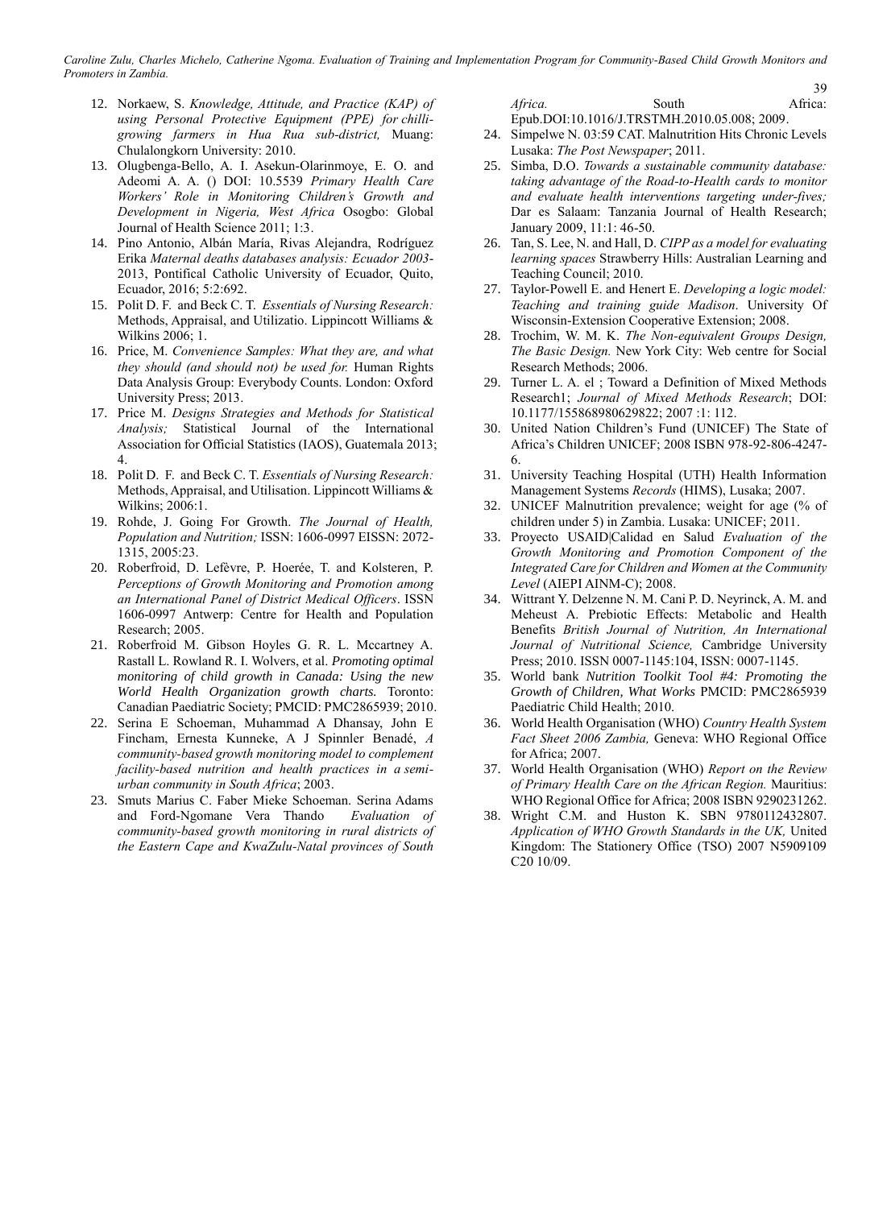12. Norkaew, S. *Knowledge, Attitude, and Practice (KAP) of using Personal Protective Equipment (PPE) for chilli-growing farmers in Hua Rua sub-district,* Muang: Chulalongkorn University: 2010.
13. Olugbenga-Bello, A. I. Asekun-Olarinmoye, E. O. and Adeomi A. A. () DOI: 10.5539 *Primary Health Care Workers' Role in Monitoring Children's Growth and Development in Nigeria, West Africa* Osogbo: Global Journal of Health Science 2011; 1:3.
14. Pino Antonio, Albán María, Rivas Alejandra, Rodríguez Erika *Maternal deaths databases analysis: Ecuador 2003-*2013, Pontifical Catholic University of Ecuador, Quito, Ecuador, 2016; 5:2:692.
15. Polit D. F. and Beck C. T. *Essentials of Nursing Research:* Methods, Appraisal, and Utilizatio. Lippincott Williams & Wilkins 2006; 1.
16. Price, M. *Convenience Samples: What they are, and what they should (and should not) be used for.* Human Rights Data Analysis Group: Everybody Counts. London: Oxford University Press; 2013.
17. Price M. *Designs Strategies and Methods for Statistical Analysis;* Statistical Journal of the International Association for Official Statistics (IAOS), Guatemala 2013; 4.
18. Polit D. F. and Beck C. T. *Essentials of Nursing Research:* Methods, Appraisal, and Utilisation. Lippincott Williams & Wilkins; 2006:1.
19. Rohde, J. Going For Growth. *The Journal of Health, Population and Nutrition;* ISSN: 1606-0997 EISSN: 2072-1315, 2005:23.
20. Roberfroid, D. Lefèvre, P. Hoerée, T. and Kolsteren, P. *Perceptions of Growth Monitoring and Promotion among an International Panel of District Medical Officers*. ISSN 1606-0997 Antwerp: Centre for Health and Population Research; 2005.
21. Roberfroid M. Gibson Hoyles G. R. L. Mccartney A. Rastall L. Rowland R. I. Wolvers, et al. *Promoting optimal monitoring of child growth in Canada: Using the new World Health Organization growth charts.* Toronto: Canadian Paediatric Society; PMCID: PMC2865939; 2010.
22. Serina E Schoeman, Muhammad A Dhansay, John E Fincham, Ernesta Kunneke, A J Spinnler Benadé, *A community-based growth monitoring model to complement facility-based nutrition and health practices in a semi-urban community in South Africa*; 2003.
23. Smuts Marius C. Faber Mieke Schoeman. Serina Adams and Ford-Ngomane Vera Thando *Evaluation of community-based growth monitoring in rural districts of the Eastern Cape and KwaZulu-Natal provinces of South Africa.* South Africa: Epub.DOI:10.1016/J.TRSTMH.2010.05.008; 2009.
24. Simpelwe N. 03:59 CAT. Malnutrition Hits Chronic Levels Lusaka: *The Post Newspaper*; 2011.
25. Simba, D.O. *Towards a sustainable community database: taking advantage of the Road-to-Health cards to monitor and evaluate health interventions targeting under-fives;* Dar es Salaam: Tanzania Journal of Health Research; January 2009, 11:1: 46-50.
26. Tan, S. Lee, N. and Hall, D. *CIPP as a model for evaluating learning spaces* Strawberry Hills: Australian Learning and Teaching Council; 2010.
27. Taylor-Powell E. and Henert E. *Developing a logic model: Teaching and training guide Madison*. University Of Wisconsin-Extension Cooperative Extension; 2008.
28. Trochim, W. M. K. *The Non-equivalent Groups Design, The Basic Design.* New York City: Web centre for Social Research Methods; 2006.
29. Turner L. A. el ; Toward a Definition of Mixed Methods Research1; *Journal of Mixed Methods Research*; DOI: 10.1177/155868980629822; 2007 :1: 112.
30. United Nation Children's Fund (UNICEF) The State of Africa's Children UNICEF; 2008 ISBN 978-92-806-4247-6.
31. University Teaching Hospital (UTH) Health Information Management Systems *Records* (HIMS), Lusaka; 2007.
32. UNICEF Malnutrition prevalence; weight for age (% of children under 5) in Zambia. Lusaka: UNICEF; 2011.
33. Proyecto USAID|Calidad en Salud *Evaluation of the Growth Monitoring and Promotion Component of the Integrated Care for Children and Women at the Community Level* (AIEPI AINM-C); 2008.
34. Wittrant Y. Delzenne N. M. Cani P. D. Neyrinck, A. M. and Meheust A. Prebiotic Effects: Metabolic and Health Benefits *British Journal of Nutrition, An International Journal of Nutritional Science,* Cambridge University Press; 2010. ISSN 0007-1145:104, ISSN: 0007-1145.
35. World bank *Nutrition Toolkit Tool #4: Promoting the Growth of Children, What Works* PMCID: PMC2865939 Paediatric Child Health; 2010.
36. World Health Organisation (WHO) *Country Health System Fact Sheet 2006 Zambia,* Geneva: WHO Regional Office for Africa; 2007.
37. World Health Organisation (WHO) *Report on the Review of Primary Health Care on the African Region.* Mauritius: WHO Regional Office for Africa; 2008 ISBN 9290231262.
38. Wright C.M. and Huston K. SBN 9780112432807. *Application of WHO Growth Standards in the UK,* United Kingdom: The Stationery Office (TSO) 2007 N5909109 C20 10/09.